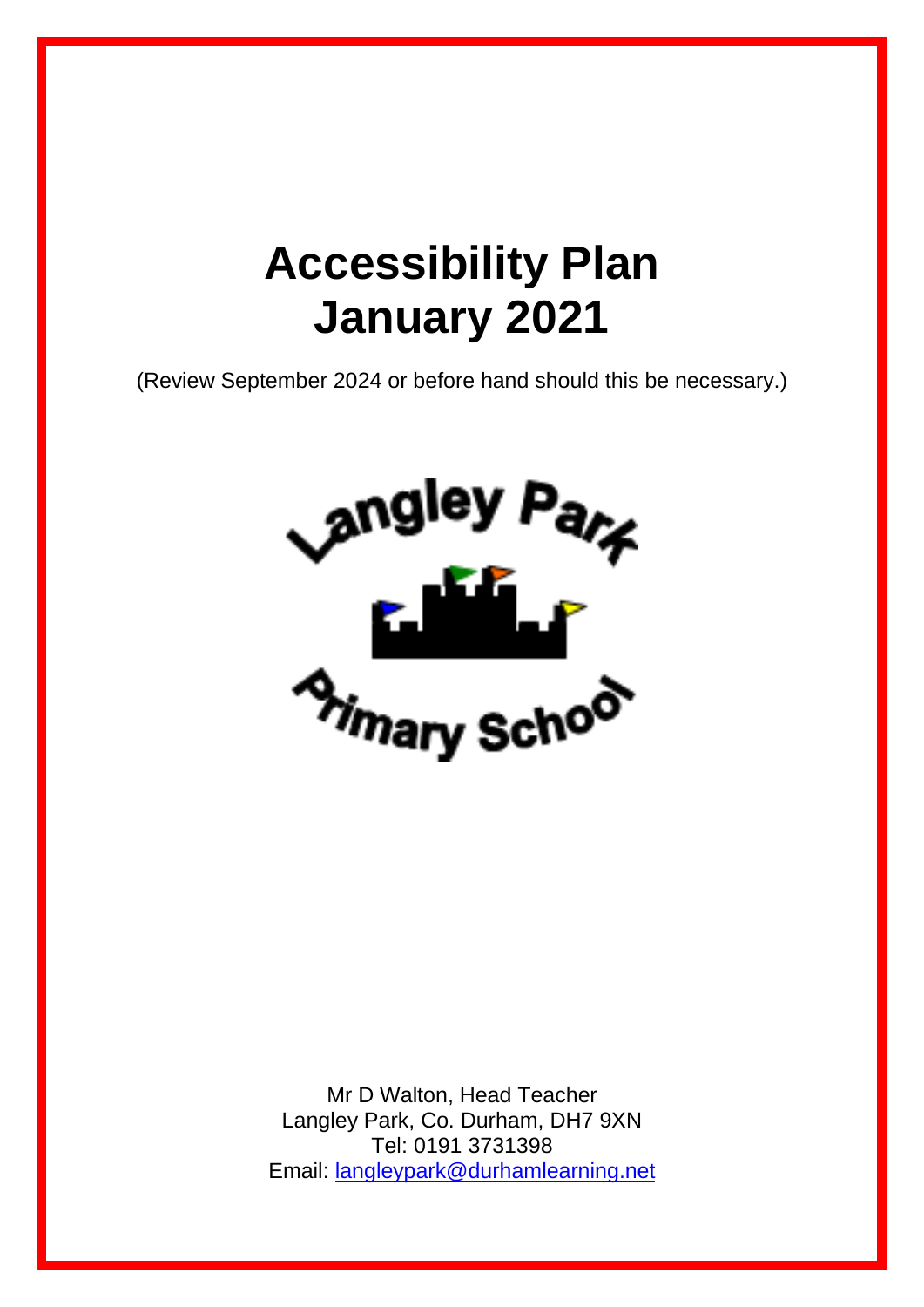# Accessibility Plan
# January 2021

(Review September 2024 or before hand should this be necessary.)

Langley Park Primary School

Mr D Walton, Head Teacher
Langley Park, Co. Durham, DH7 9XN
Tel: 0191 3731398
Email: langleypark@durhamlearning.net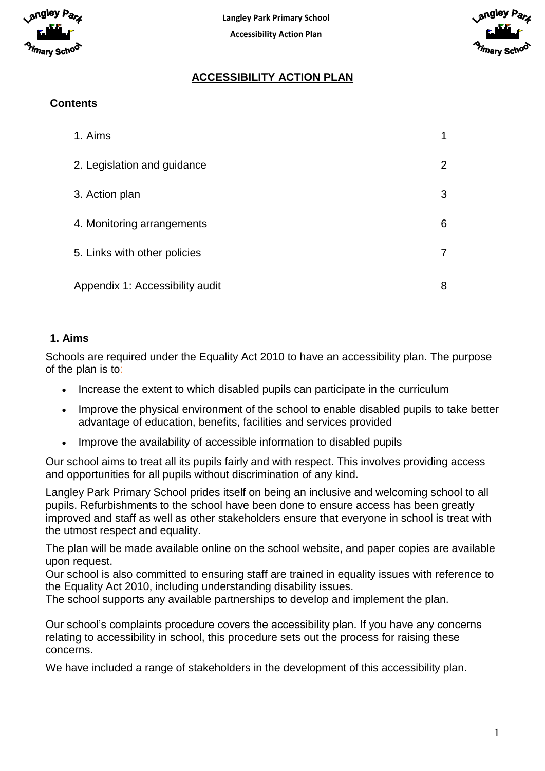# ACCESSIBILITY ACTION PLAN

**Contents**

| | |
|---|---|
| 1. Aims | 1 |
| 2. Legislation and guidance | 2 |
| 3. Action plan | 3 |
| 4. Monitoring arrangements | 6 |
| 5. Links with other policies | 7 |
| Appendix 1: Accessibility audit | 8 |

## 1. Aims

Schools are required under the Equality Act 2010 to have an accessibility plan. The purpose of the plan is to:

- Increase the extent to which disabled pupils can participate in the curriculum
- Improve the physical environment of the school to enable disabled pupils to take better advantage of education, benefits, facilities and services provided
- Improve the availability of accessible information to disabled pupils

Our school aims to treat all its pupils fairly and with respect. This involves providing access and opportunities for all pupils without discrimination of any kind.

Langley Park Primary School prides itself on being an inclusive and welcoming school to all pupils. Refurbishments to the school have been done to ensure access has been greatly improved and staff as well as other stakeholders ensure that everyone in school is treat with the utmost respect and equality.

The plan will be made available online on the school website, and paper copies are available upon request.

Our school is also committed to ensuring staff are trained in equality issues with reference to the Equality Act 2010, including understanding disability issues.

The school supports any available partnerships to develop and implement the plan.

Our school's complaints procedure covers the accessibility plan. If you have any concerns relating to accessibility in school, this procedure sets out the process for raising these concerns.

We have included a range of stakeholders in the development of this accessibility plan.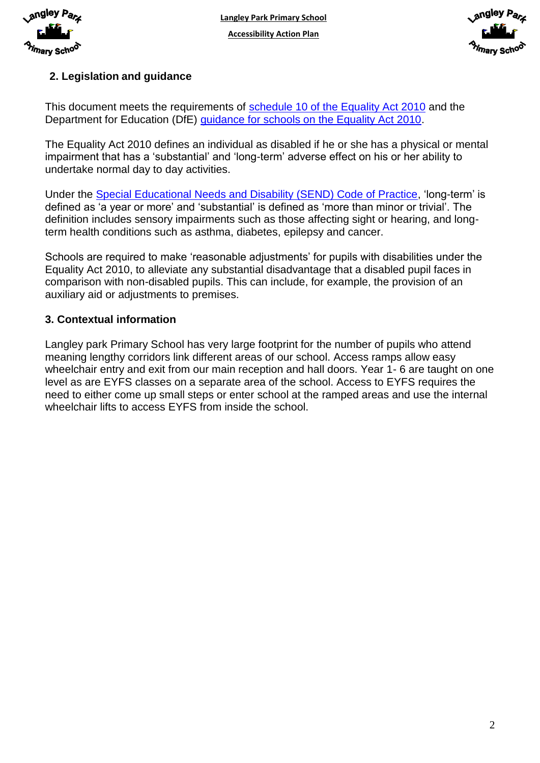## 2. Legislation and guidance

This document meets the requirements of schedule 10 of the Equality Act 2010 and the Department for Education (DfE) guidance for schools on the Equality Act 2010.

The Equality Act 2010 defines an individual as disabled if he or she has a physical or mental impairment that has a 'substantial' and 'long-term' adverse effect on his or her ability to undertake normal day to day activities.

Under the Special Educational Needs and Disability (SEND) Code of Practice, 'long-term' is defined as 'a year or more' and 'substantial' is defined as 'more than minor or trivial'. The definition includes sensory impairments such as those affecting sight or hearing, and long-term health conditions such as asthma, diabetes, epilepsy and cancer.

Schools are required to make 'reasonable adjustments' for pupils with disabilities under the Equality Act 2010, to alleviate any substantial disadvantage that a disabled pupil faces in comparison with non-disabled pupils. This can include, for example, the provision of an auxiliary aid or adjustments to premises.

## 3. Contextual information

Langley park Primary School has very large footprint for the number of pupils who attend meaning lengthy corridors link different areas of our school. Access ramps allow easy wheelchair entry and exit from our main reception and hall doors. Year 1- 6 are taught on one level as are EYFS classes on a separate area of the school. Access to EYFS requires the need to either come up small steps or enter school at the ramped areas and use the internal wheelchair lifts to access EYFS from inside the school.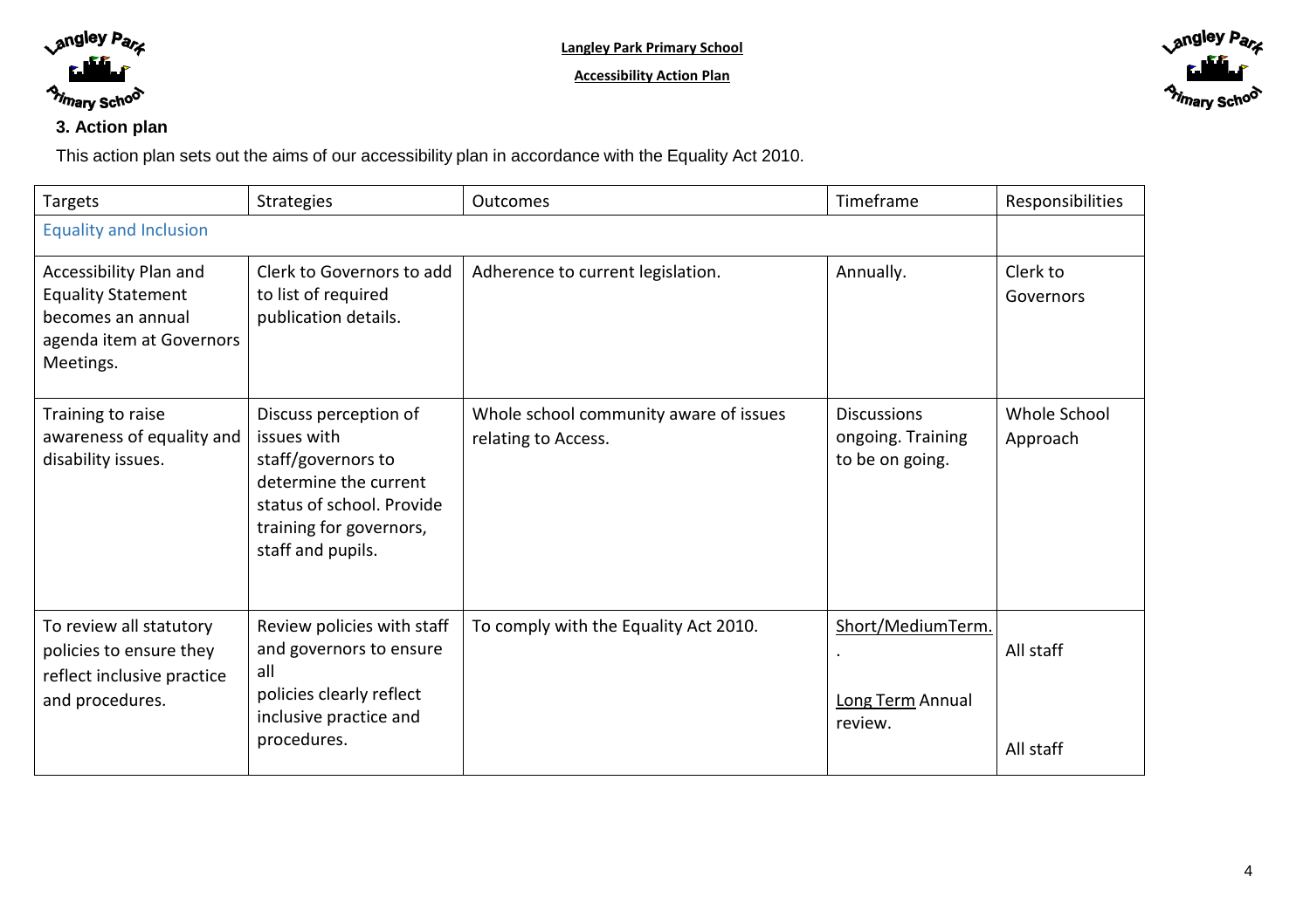### 3. Action plan

This action plan sets out the aims of our accessibility plan in accordance with the Equality Act 2010.

| Targets | Strategies | Outcomes | Timeframe | Responsibilities |
|---|---|---|---|---|
| Equality and Inclusion | | | | |
| Accessibility Plan and Equality Statement becomes an annual agenda item at Governors Meetings. | Clerk to Governors to add to list of required publication details. | Adherence to current legislation. | Annually. | Clerk to Governors |
| Training to raise awareness of equality and disability issues. | Discuss perception of issues with staff/governors to determine the current status of school. Provide training for governors, staff and pupils. | Whole school community aware of issues relating to Access. | Discussions ongoing. Training to be on going. | Whole School Approach |
| To review all statutory policies to ensure they reflect inclusive practice and procedures. | Review policies with staff and governors to ensure all policies clearly reflect inclusive practice and procedures. | To comply with the Equality Act 2010. | Short/MediumTerm. . Long Term Annual review. | All staff All staff |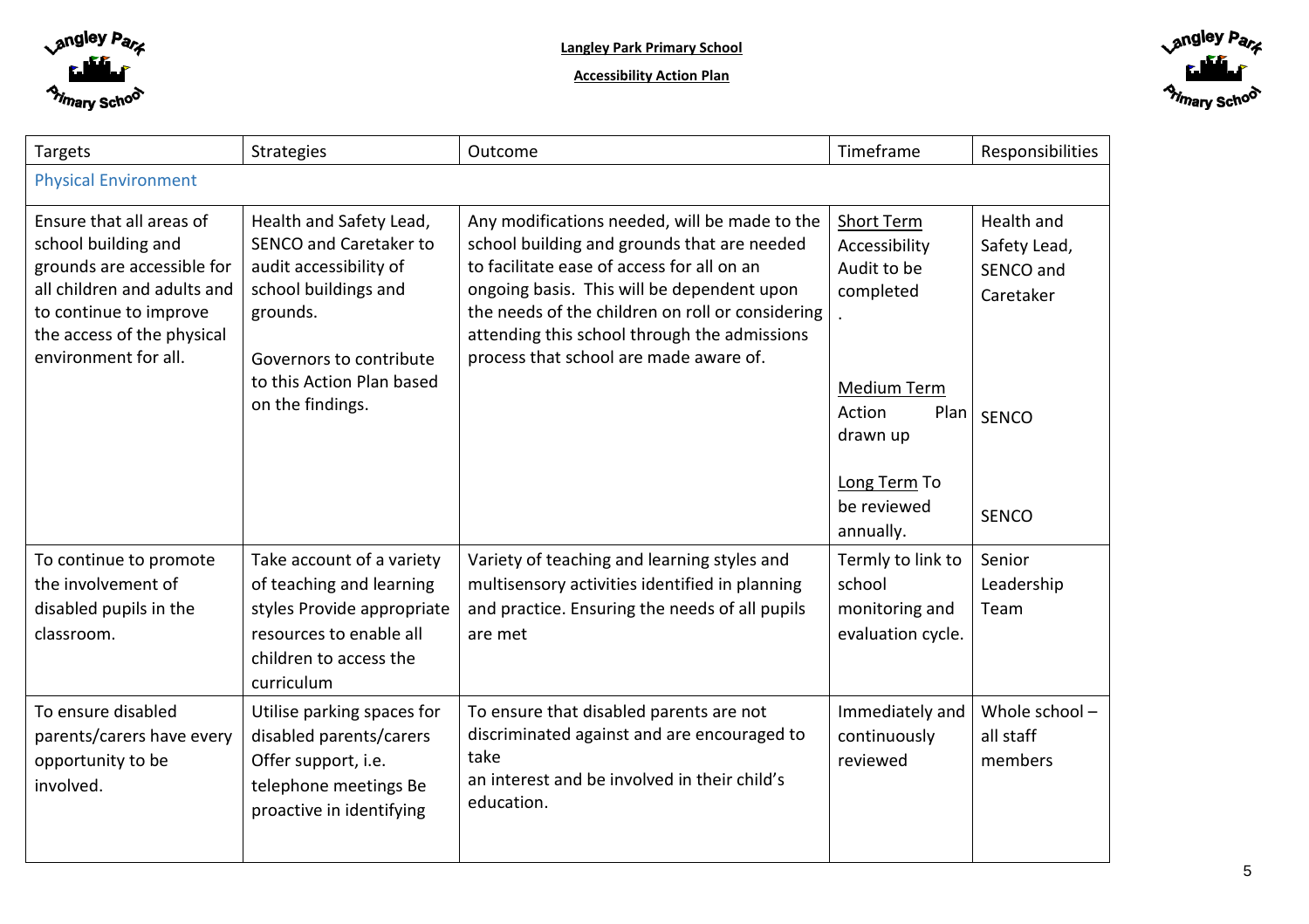**Langley Park Primary School**

**Accessibility Action Plan**

| Targets | Strategies | Outcome | Timeframe | Responsibilities |
|---|---|---|---|---|
| Physical Environment | | | | |
| Ensure that all areas of school building and grounds are accessible for all children and adults and to continue to improve the access of the physical environment for all. | Health and Safety Lead, SENCO and Caretaker to audit accessibility of school buildings and grounds.<br><br>Governors to contribute to this Action Plan based on the findings. | Any modifications needed, will be made to the school building and grounds that are needed to facilitate ease of access for all on an ongoing basis. This will be dependent upon the needs of the children on roll or considering attending this school through the admissions process that school are made aware of. | <u>Short Term</u> Accessibility Audit to be completed .<br><br><u>Medium Term</u> Action Plan drawn up<br><br><u>Long Term</u> To be reviewed annually. | Health and Safety Lead, SENCO and Caretaker<br><br>SENCO<br><br>SENCO |
| To continue to promote the involvement of disabled pupils in the classroom. | Take account of a variety of teaching and learning styles Provide appropriate resources to enable all children to access the curriculum | Variety of teaching and learning styles and multisensory activities identified in planning and practice. Ensuring the needs of all pupils are met | Termly to link to school monitoring and evaluation cycle. | Senior Leadership Team |
| To ensure disabled parents/carers have every opportunity to be involved. | Utilise parking spaces for disabled parents/carers Offer support, i.e. telephone meetings Be proactive in identifying | To ensure that disabled parents are not discriminated against and are encouraged to take an interest and be involved in their child's education. | Immediately and continuously reviewed | Whole school – all staff members |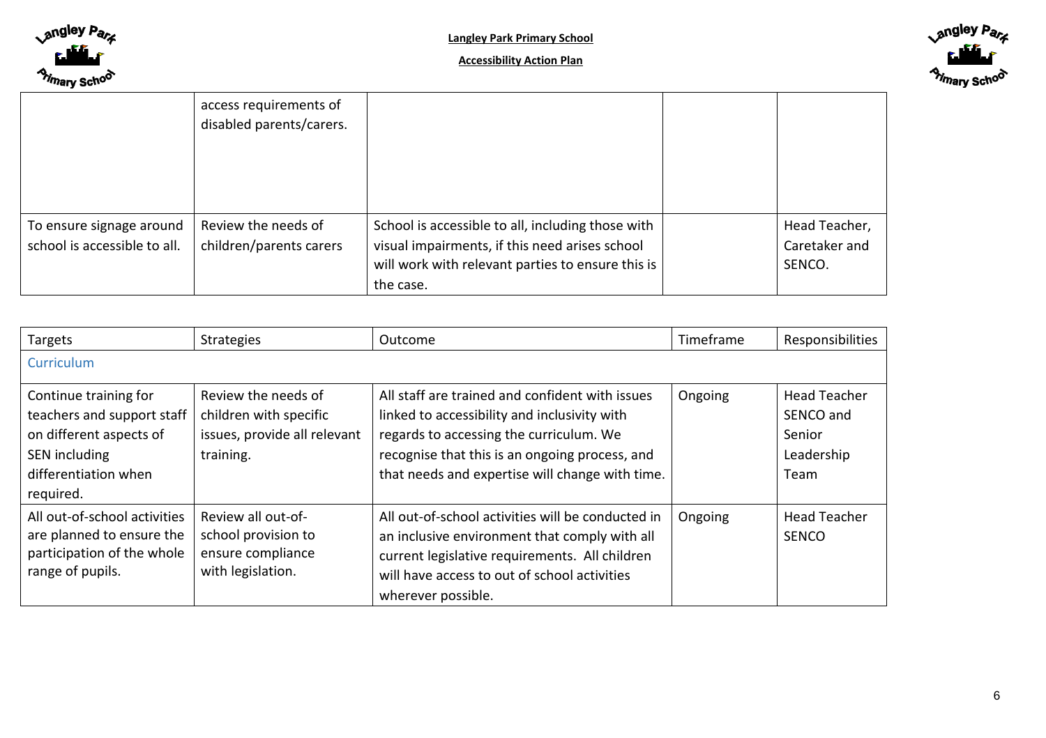| | | | | |
|---|---|---|---|---|
| | access requirements of disabled parents/carers. | | | |
| To ensure signage around school is accessible to all. | Review the needs of children/parents carers | School is accessible to all, including those with visual impairments, if this need arises school will work with relevant parties to ensure this is the case. | | Head Teacher, Caretaker and SENCO. |

| Targets | Strategies | Outcome | Timeframe | Responsibilities |
|---|---|---|---|---|
| Curriculum | | | | |
| Continue training for teachers and support staff on different aspects of SEN including differentiation when required. | Review the needs of children with specific issues, provide all relevant training. | All staff are trained and confident with issues linked to accessibility and inclusivity with regards to accessing the curriculum. We recognise that this is an ongoing process, and that needs and expertise will change with time. | Ongoing | Head Teacher SENCO and Senior Leadership Team |
| All out-of-school activities are planned to ensure the participation of the whole range of pupils. | Review all out-of-school provision to ensure compliance with legislation. | All out-of-school activities will be conducted in an inclusive environment that comply with all current legislative requirements. All children will have access to out of school activities wherever possible. | Ongoing | Head Teacher SENCO |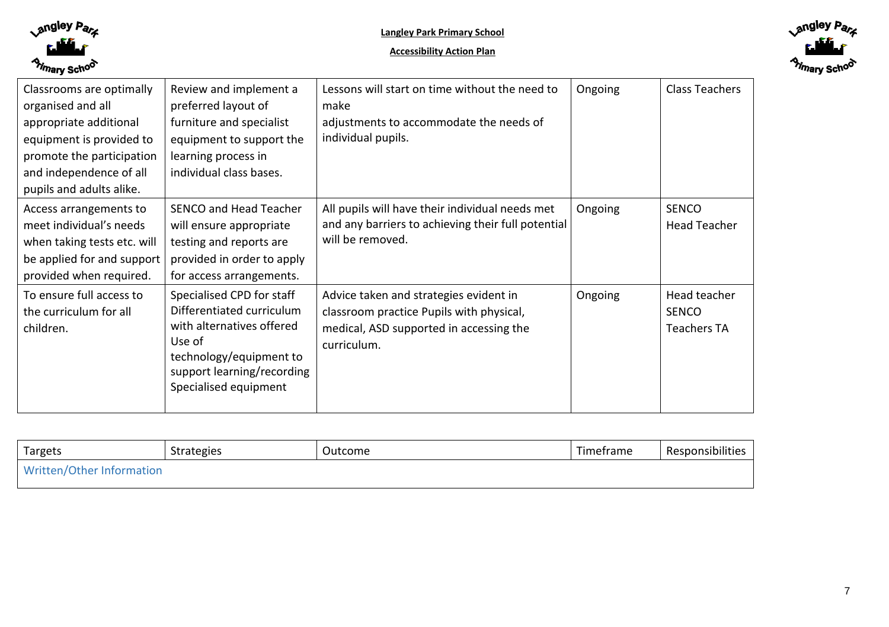**Langley Park Primary School**

**Accessibility Action Plan**

| Targets | Strategies | Outcome | Timeframe | Responsibilities |
|---|---|---|---|---|
| Classrooms are optimally organised and all appropriate additional equipment is provided to promote the participation and independence of all pupils and adults alike. | Review and implement a preferred layout of furniture and specialist equipment to support the learning process in individual class bases. | Lessons will start on time without the need to make adjustments to accommodate the needs of individual pupils. | Ongoing | Class Teachers |
| Access arrangements to meet individual's needs when taking tests etc. will be applied for and support provided when required. | SENCO and Head Teacher will ensure appropriate testing and reports are provided in order to apply for access arrangements. | All pupils will have their individual needs met and any barriers to achieving their full potential will be removed. | Ongoing | SENCO<br>Head Teacher |
| To ensure full access to the curriculum for all children. | Specialised CPD for staff<br>Differentiated curriculum with alternatives offered<br>Use of technology/equipment to support learning/recording<br>Specialised equipment | Advice taken and strategies evident in classroom practice Pupils with physical, medical, ASD supported in accessing the curriculum. | Ongoing | Head teacher<br>SENCO<br>Teachers TA |

| Targets | Strategies | Outcome | Timeframe | Responsibilities |
|---|---|---|---|---|
| Written/Other Information | | | | |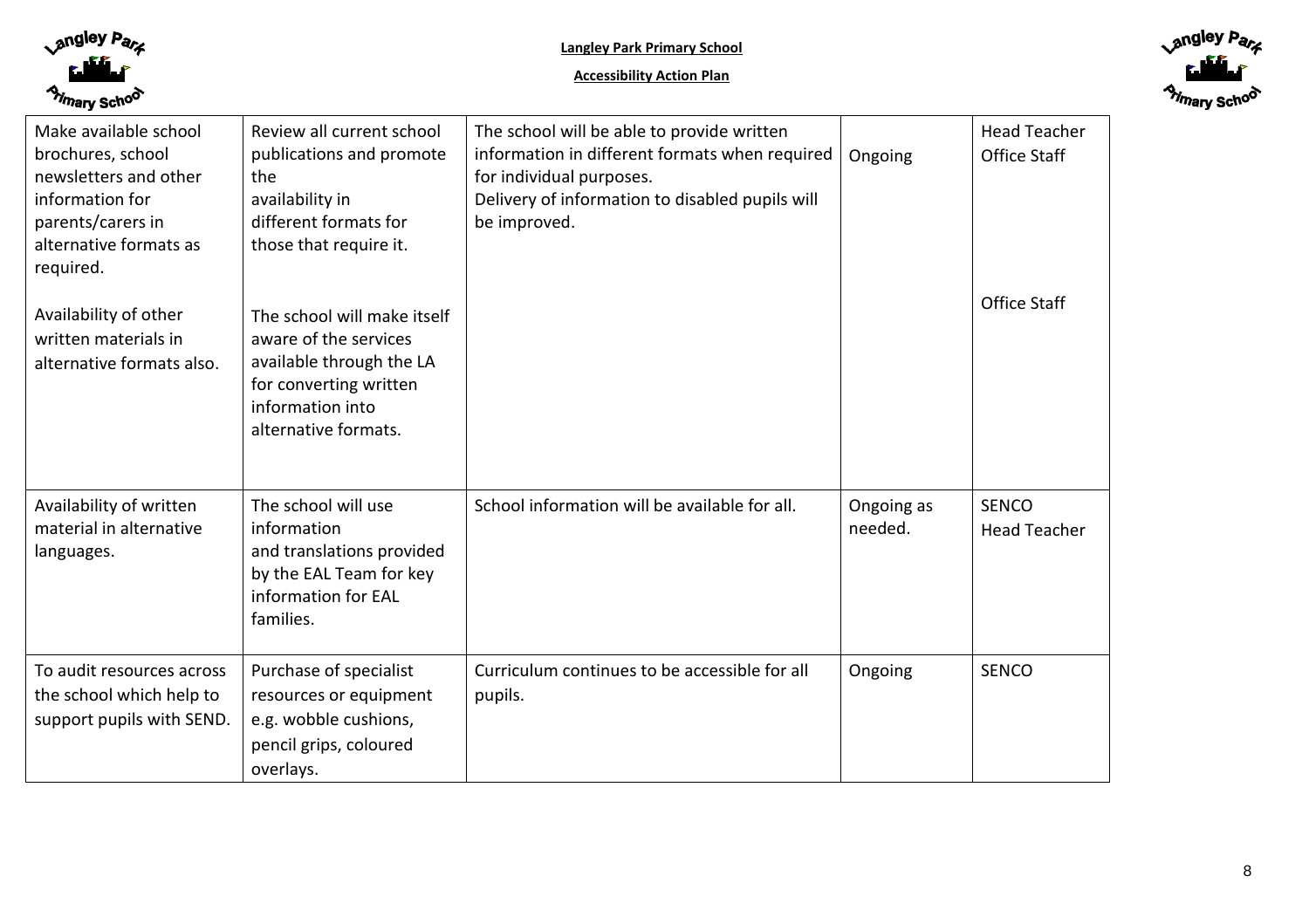**Langley Park Primary School**

**Accessibility Action Plan**

| | | | | |
|---|---|---|---|---|
| Make available school brochures, school newsletters and other information for parents/carers in alternative formats as required.<br><br>Availability of other written materials in alternative formats also. | Review all current school publications and promote the availability in different formats for those that require it.<br><br>The school will make itself aware of the services available through the LA for converting written information into alternative formats. | The school will be able to provide written information in different formats when required for individual purposes.<br>Delivery of information to disabled pupils will be improved. | Ongoing | Head Teacher<br>Office Staff<br><br>Office Staff |
| Availability of written material in alternative languages. | The school will use information and translations provided by the EAL Team for key information for EAL families. | School information will be available for all. | Ongoing as needed. | SENCO<br>Head Teacher |
| To audit resources across the school which help to support pupils with SEND. | Purchase of specialist resources or equipment e.g. wobble cushions, pencil grips, coloured overlays. | Curriculum continues to be accessible for all pupils. | Ongoing | SENCO |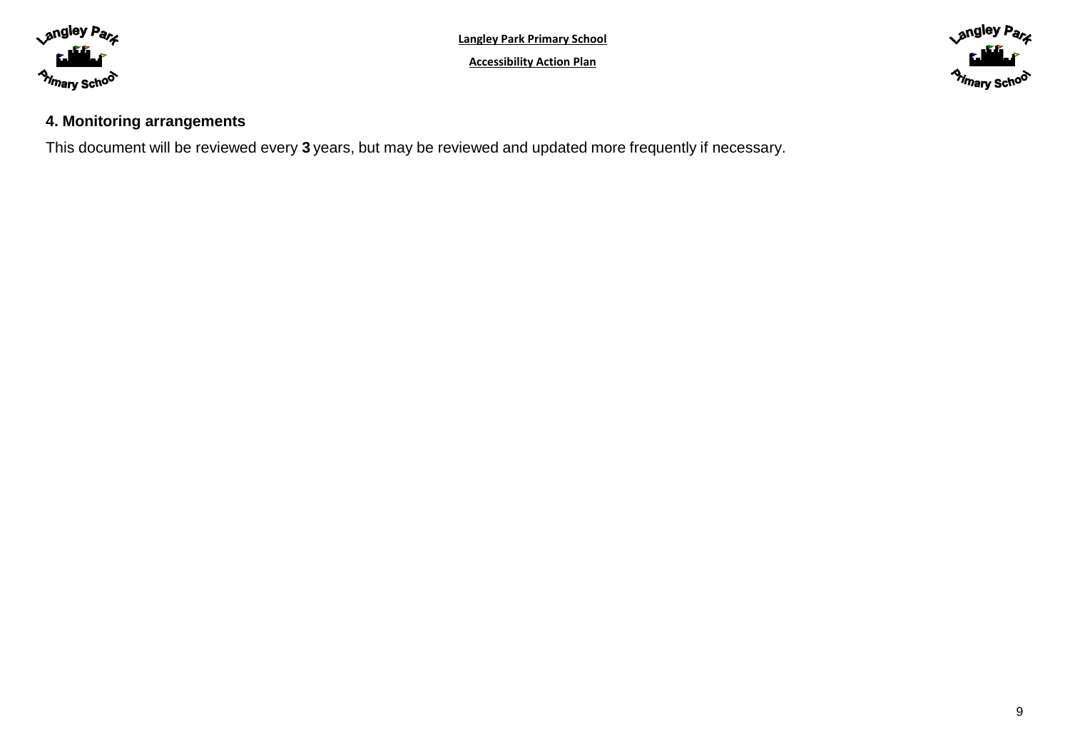## 4. Monitoring arrangements

This document will be reviewed every **3** years, but may be reviewed and updated more frequently if necessary.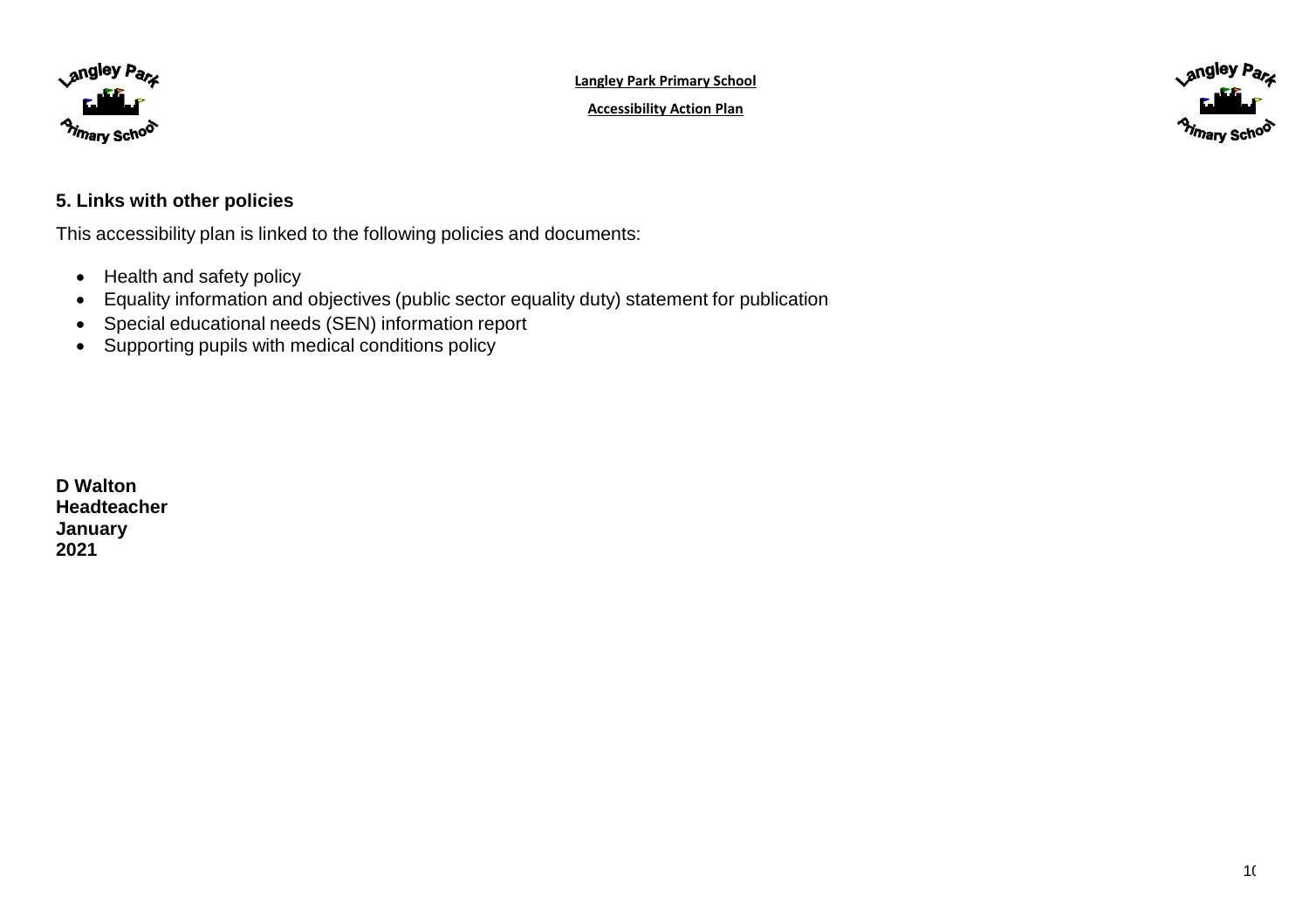## 5. Links with other policies

This accessibility plan is linked to the following policies and documents:

- Health and safety policy
- Equality information and objectives (public sector equality duty) statement for publication
- Special educational needs (SEN) information report
- Supporting pupils with medical conditions policy

**D Walton**
**Headteacher**
**January**
**2021**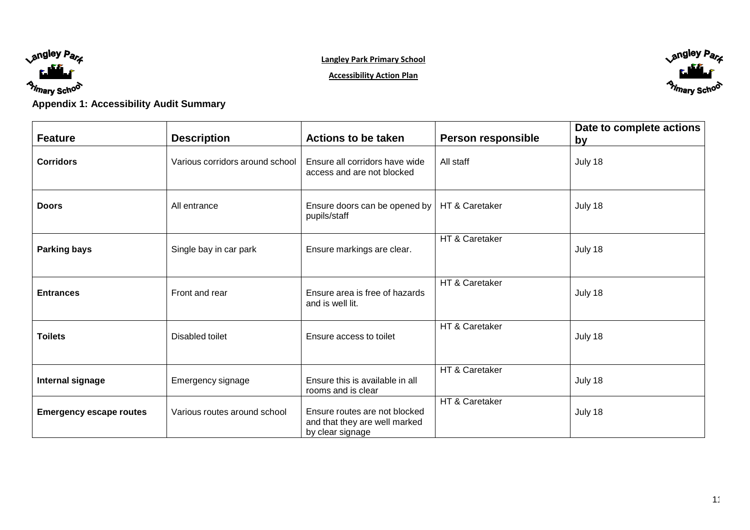Langley Park Primary School

Accessibility Action Plan

### Appendix 1: Accessibility Audit Summary

| Feature | Description | Actions to be taken | Person responsible | Date to complete actions by |
|---|---|---|---|---|
| **Corridors** | Various corridors around school | Ensure all corridors have wide access and are not blocked | All staff | July 18 |
| **Doors** | All entrance | Ensure doors can be opened by pupils/staff | HT & Caretaker | July 18 |
| **Parking bays** | Single bay in car park | Ensure markings are clear. | HT & Caretaker | July 18 |
| **Entrances** | Front and rear | Ensure area is free of hazards and is well lit. | HT & Caretaker | July 18 |
| **Toilets** | Disabled toilet | Ensure access to toilet | HT & Caretaker | July 18 |
| **Internal signage** | Emergency signage | Ensure this is available in all rooms and is clear | HT & Caretaker | July 18 |
| **Emergency escape routes** | Various routes around school | Ensure routes are not blocked and that they are well marked by clear signage | HT & Caretaker | July 18 |